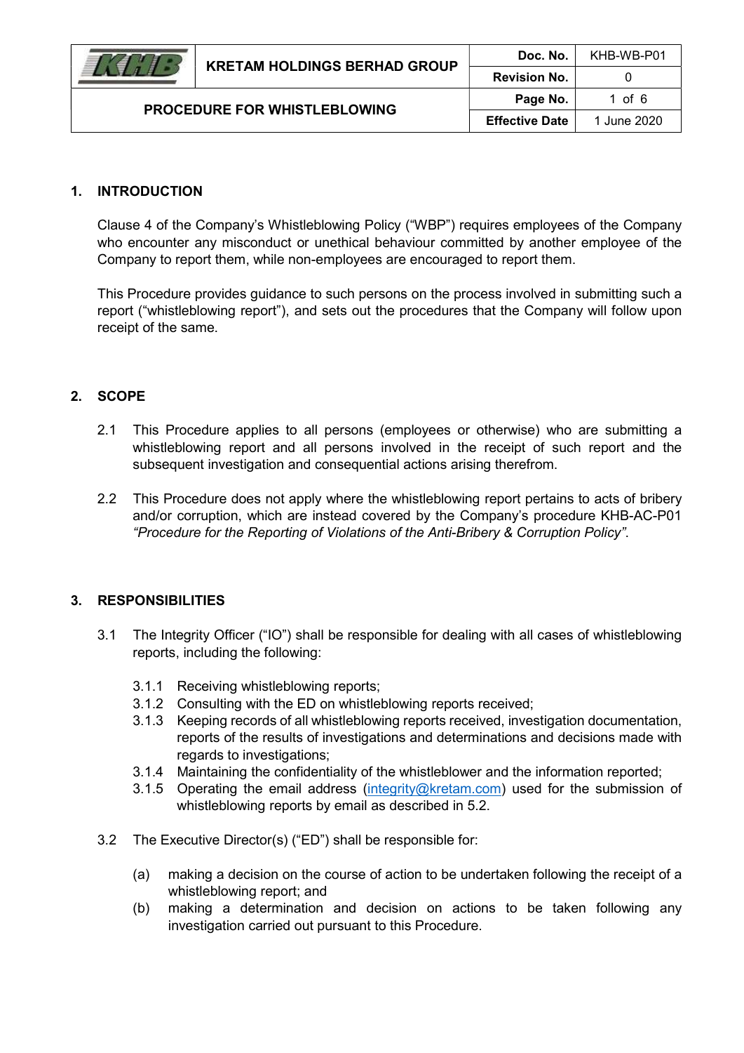| KHB | KRETAM HOLDINGS BERHAD GROUP | Doc. No. | KHB-WB-P01 |
| --- | --- | --- | --- |
| | | Revision No. | 0 |
| PROCEDURE FOR WHISTLEBLOWING | | Page No. | 1 of 6 |
| | | Effective Date | 1 June 2020 |

## 1. INTRODUCTION

Clause 4 of the Company's Whistleblowing Policy ("WBP") requires employees of the Company who encounter any misconduct or unethical behaviour committed by another employee of the Company to report them, while non-employees are encouraged to report them.

This Procedure provides guidance to such persons on the process involved in submitting such a report ("whistleblowing report"), and sets out the procedures that the Company will follow upon receipt of the same.

## 2. SCOPE

2.1 This Procedure applies to all persons (employees or otherwise) who are submitting a whistleblowing report and all persons involved in the receipt of such report and the subsequent investigation and consequential actions arising therefrom.

2.2 This Procedure does not apply where the whistleblowing report pertains to acts of bribery and/or corruption, which are instead covered by the Company's procedure KHB-AC-P01 *"Procedure for the Reporting of Violations of the Anti-Bribery & Corruption Policy"*.

## 3. RESPONSIBILITIES

3.1 The Integrity Officer ("IO") shall be responsible for dealing with all cases of whistleblowing reports, including the following:

3.1.1 Receiving whistleblowing reports;
3.1.2 Consulting with the ED on whistleblowing reports received;
3.1.3 Keeping records of all whistleblowing reports received, investigation documentation, reports of the results of investigations and determinations and decisions made with regards to investigations;
3.1.4 Maintaining the confidentiality of the whistleblower and the information reported;
3.1.5 Operating the email address (integrity@kretam.com) used for the submission of whistleblowing reports by email as described in 5.2.

3.2 The Executive Director(s) ("ED") shall be responsible for:

(a) making a decision on the course of action to be undertaken following the receipt of a whistleblowing report; and
(b) making a determination and decision on actions to be taken following any investigation carried out pursuant to this Procedure.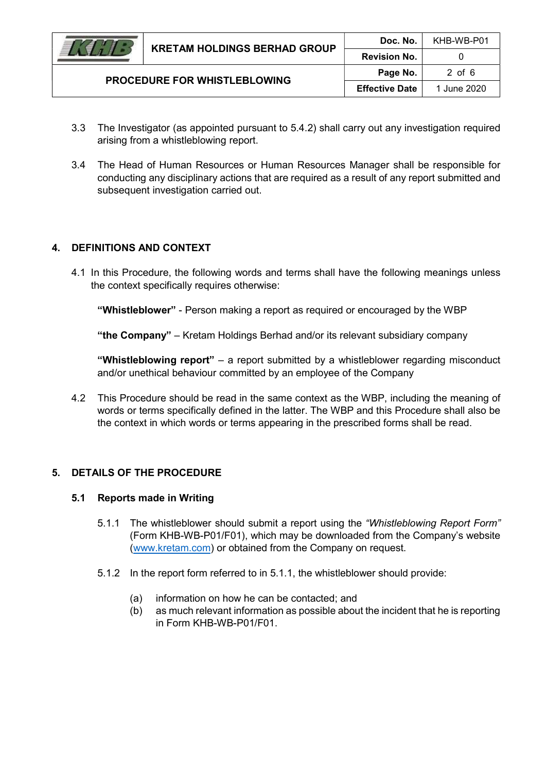3.3 The Investigator (as appointed pursuant to 5.4.2) shall carry out any investigation required arising from a whistleblowing report.

3.4 The Head of Human Resources or Human Resources Manager shall be responsible for conducting any disciplinary actions that are required as a result of any report submitted and subsequent investigation carried out.

## 4. DEFINITIONS AND CONTEXT

4.1 In this Procedure, the following words and terms shall have the following meanings unless the context specifically requires otherwise:

**"Whistleblower"** - Person making a report as required or encouraged by the WBP

**"the Company"** – Kretam Holdings Berhad and/or its relevant subsidiary company

**"Whistleblowing report"** – a report submitted by a whistleblower regarding misconduct and/or unethical behaviour committed by an employee of the Company

4.2 This Procedure should be read in the same context as the WBP, including the meaning of words or terms specifically defined in the latter. The WBP and this Procedure shall also be the context in which words or terms appearing in the prescribed forms shall be read.

## 5. DETAILS OF THE PROCEDURE

### 5.1 Reports made in Writing

5.1.1 The whistleblower should submit a report using the *"Whistleblowing Report Form"* (Form KHB-WB-P01/F01), which may be downloaded from the Company's website (www.kretam.com) or obtained from the Company on request.

5.1.2 In the report form referred to in 5.1.1, the whistleblower should provide:

(a) information on how he can be contacted; and
(b) as much relevant information as possible about the incident that he is reporting in Form KHB-WB-P01/F01.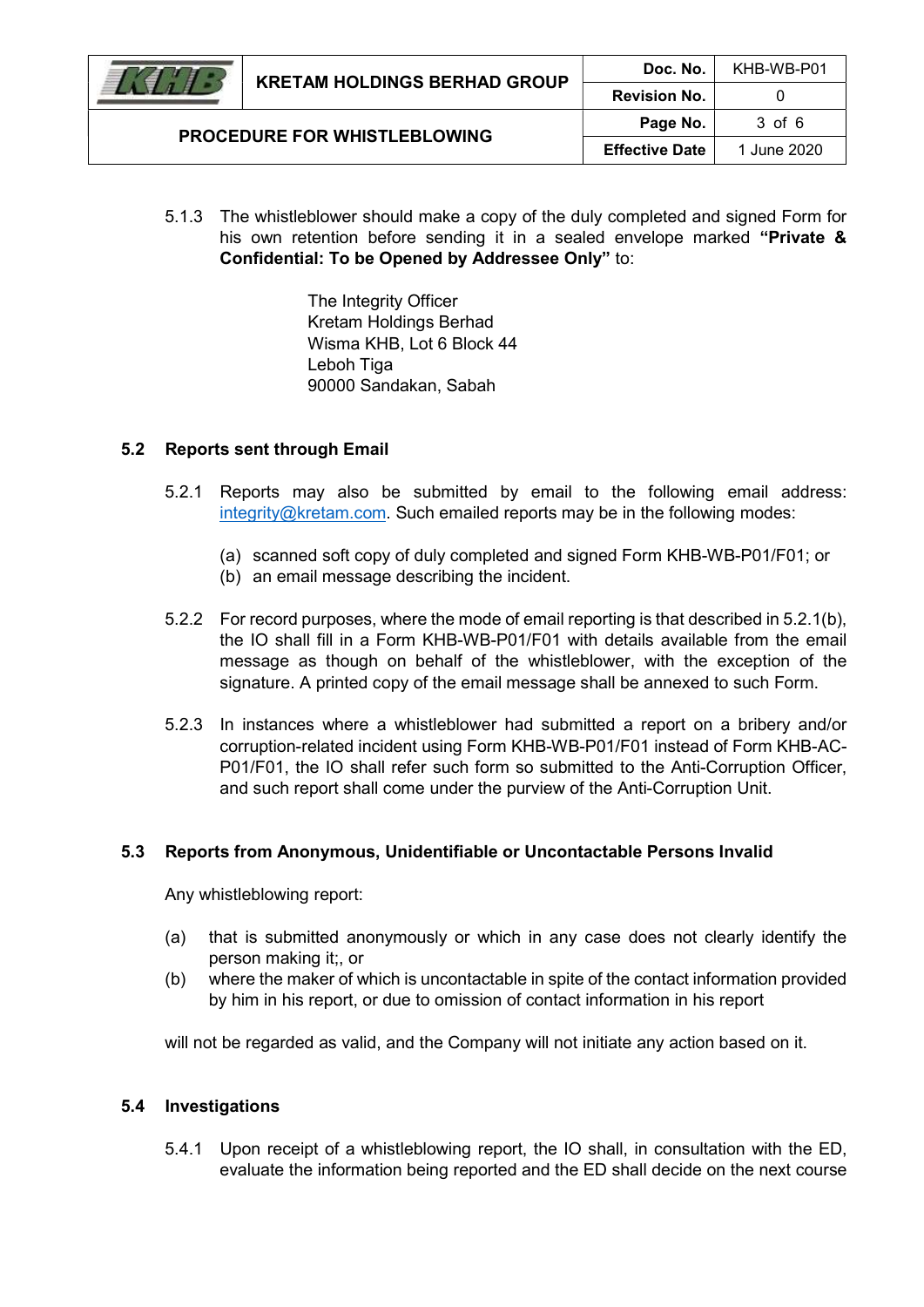5.1.3 The whistleblower should make a copy of the duly completed and signed Form for his own retention before sending it in a sealed envelope marked **"Private & Confidential: To be Opened by Addressee Only"** to:

The Integrity Officer
Kretam Holdings Berhad
Wisma KHB, Lot 6 Block 44
Leboh Tiga
90000 Sandakan, Sabah

### 5.2 Reports sent through Email

5.2.1 Reports may also be submitted by email to the following email address: integrity@kretam.com. Such emailed reports may be in the following modes:

(a) scanned soft copy of duly completed and signed Form KHB-WB-P01/F01; or
(b) an email message describing the incident.

5.2.2 For record purposes, where the mode of email reporting is that described in 5.2.1(b), the IO shall fill in a Form KHB-WB-P01/F01 with details available from the email message as though on behalf of the whistleblower, with the exception of the signature. A printed copy of the email message shall be annexed to such Form.

5.2.3 In instances where a whistleblower had submitted a report on a bribery and/or corruption-related incident using Form KHB-WB-P01/F01 instead of Form KHB-AC-P01/F01, the IO shall refer such form so submitted to the Anti-Corruption Officer, and such report shall come under the purview of the Anti-Corruption Unit.

### 5.3 Reports from Anonymous, Unidentifiable or Uncontactable Persons Invalid

Any whistleblowing report:

(a) that is submitted anonymously or which in any case does not clearly identify the person making it;, or
(b) where the maker of which is uncontactable in spite of the contact information provided by him in his report, or due to omission of contact information in his report

will not be regarded as valid, and the Company will not initiate any action based on it.

### 5.4 Investigations

5.4.1 Upon receipt of a whistleblowing report, the IO shall, in consultation with the ED, evaluate the information being reported and the ED shall decide on the next course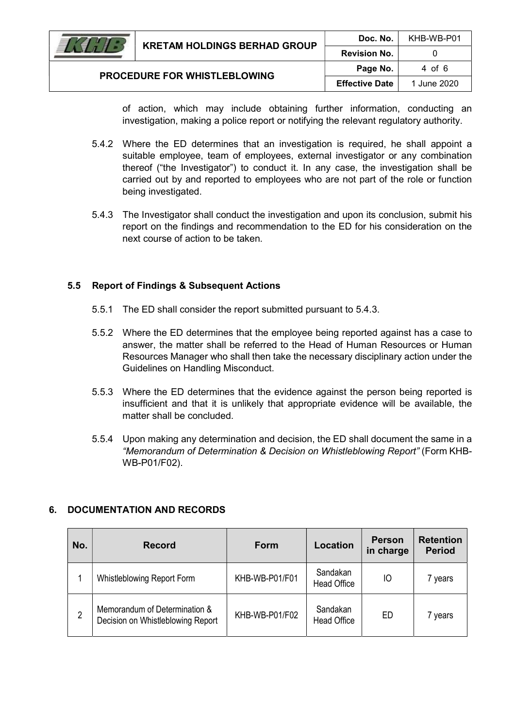of action, which may include obtaining further information, conducting an investigation, making a police report or notifying the relevant regulatory authority.

5.4.2 Where the ED determines that an investigation is required, he shall appoint a suitable employee, team of employees, external investigator or any combination thereof ("the Investigator") to conduct it. In any case, the investigation shall be carried out by and reported to employees who are not part of the role or function being investigated.

5.4.3 The Investigator shall conduct the investigation and upon its conclusion, submit his report on the findings and recommendation to the ED for his consideration on the next course of action to be taken.

### 5.5 Report of Findings & Subsequent Actions

5.5.1 The ED shall consider the report submitted pursuant to 5.4.3.

5.5.2 Where the ED determines that the employee being reported against has a case to answer, the matter shall be referred to the Head of Human Resources or Human Resources Manager who shall then take the necessary disciplinary action under the Guidelines on Handling Misconduct.

5.5.3 Where the ED determines that the evidence against the person being reported is insufficient and that it is unlikely that appropriate evidence will be available, the matter shall be concluded.

5.5.4 Upon making any determination and decision, the ED shall document the same in a *"Memorandum of Determination & Decision on Whistleblowing Report"* (Form KHB-WB-P01/F02).

## 6. DOCUMENTATION AND RECORDS

| No. | Record | Form | Location | Person in charge | Retention Period |
|---|---|---|---|---|---|
| 1 | Whistleblowing Report Form | KHB-WB-P01/F01 | Sandakan Head Office | IO | 7 years |
| 2 | Memorandum of Determination & Decision on Whistleblowing Report | KHB-WB-P01/F02 | Sandakan Head Office | ED | 7 years |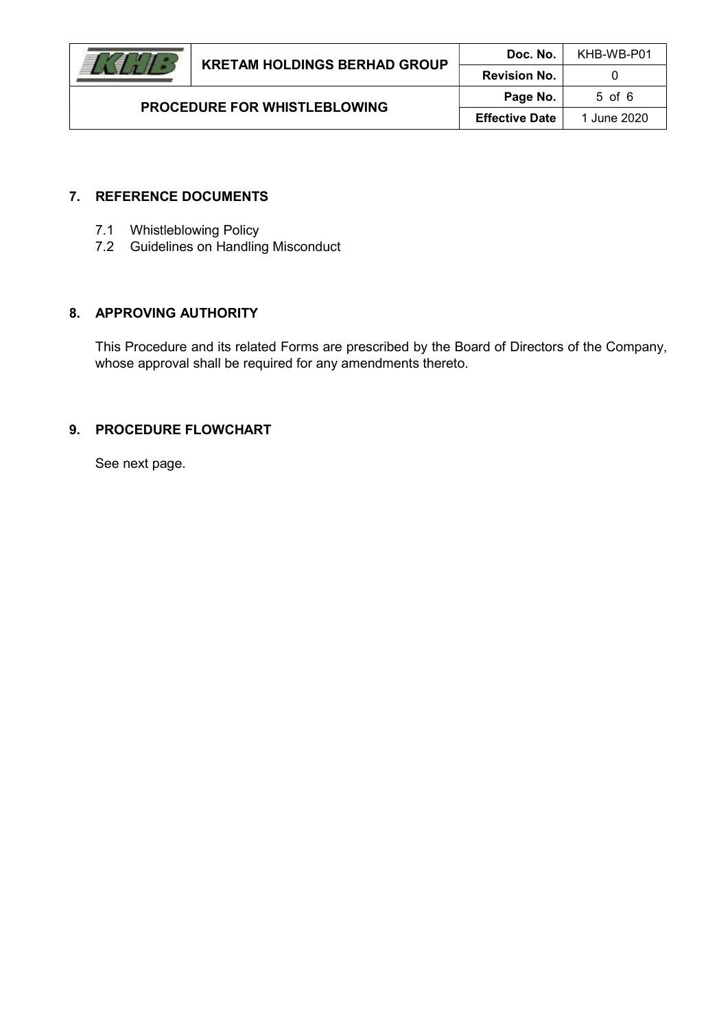## 7. REFERENCE DOCUMENTS

7.1 Whistleblowing Policy
7.2 Guidelines on Handling Misconduct

## 8. APPROVING AUTHORITY

This Procedure and its related Forms are prescribed by the Board of Directors of the Company, whose approval shall be required for any amendments thereto.

## 9. PROCEDURE FLOWCHART

See next page.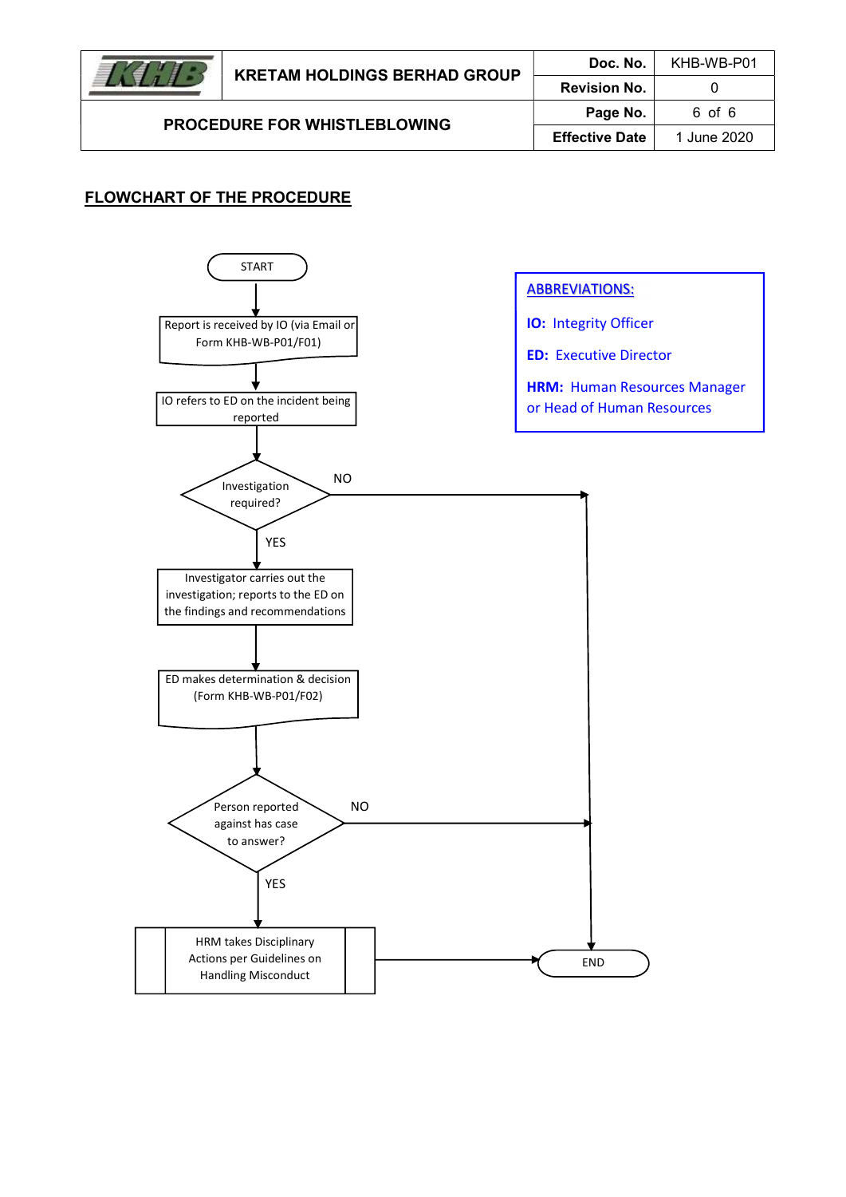## FLOWCHART OF THE PROCEDURE

START

Report is received by IO (via Email or Form KHB-WB-P01/F01)

IO refers to ED on the incident being reported

Investigation required?

NO

YES

Investigator carries out the investigation; reports to the ED on the findings and recommendations

ED makes determination & decision (Form KHB-WB-P01/F02)

Person reported against has case to answer?

NO

YES

HRM takes Disciplinary Actions per Guidelines on Handling Misconduct

END

**ABBREVIATIONS:**

**IO:** Integrity Officer

**ED:** Executive Director

**HRM:** Human Resources Manager or Head of Human Resources